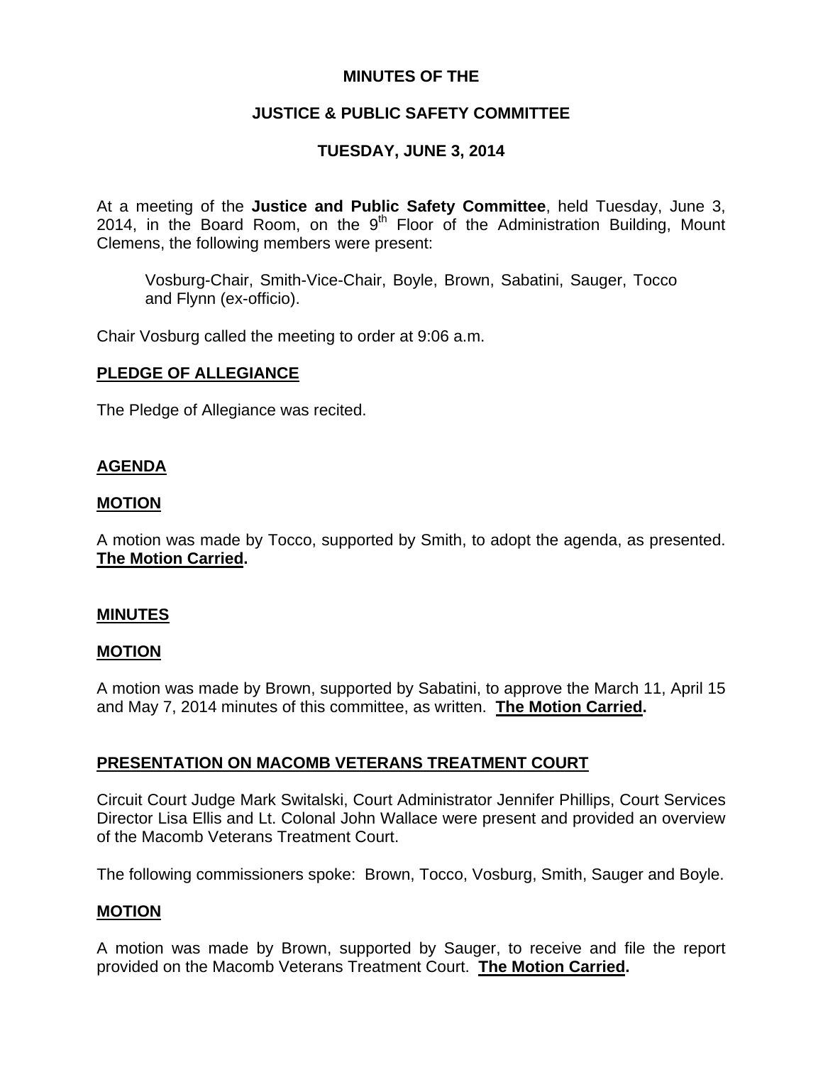# MINUTES OF THE

# JUSTICE & PUBLIC SAFETY COMMITTEE

# TUESDAY, JUNE 3, 2014

At a meeting of the **Justice and Public Safety Committee**, held Tuesday, June 3, 2014, in the Board Room, on the 9th Floor of the Administration Building, Mount Clemens, the following members were present:

> Vosburg-Chair, Smith-Vice-Chair, Boyle, Brown, Sabatini, Sauger, Tocco and Flynn (ex-officio).

Chair Vosburg called the meeting to order at 9:06 a.m.

## PLEDGE OF ALLEGIANCE

The Pledge of Allegiance was recited.

## AGENDA

### MOTION

A motion was made by Tocco, supported by Smith, to adopt the agenda, as presented. **The Motion Carried.**

## MINUTES

### MOTION

A motion was made by Brown, supported by Sabatini, to approve the March 11, April 15 and May 7, 2014 minutes of this committee, as written. **The Motion Carried.**

## PRESENTATION ON MACOMB VETERANS TREATMENT COURT

Circuit Court Judge Mark Switalski, Court Administrator Jennifer Phillips, Court Services Director Lisa Ellis and Lt. Colonal John Wallace were present and provided an overview of the Macomb Veterans Treatment Court.

The following commissioners spoke: Brown, Tocco, Vosburg, Smith, Sauger and Boyle.

### MOTION

A motion was made by Brown, supported by Sauger, to receive and file the report provided on the Macomb Veterans Treatment Court. **The Motion Carried.**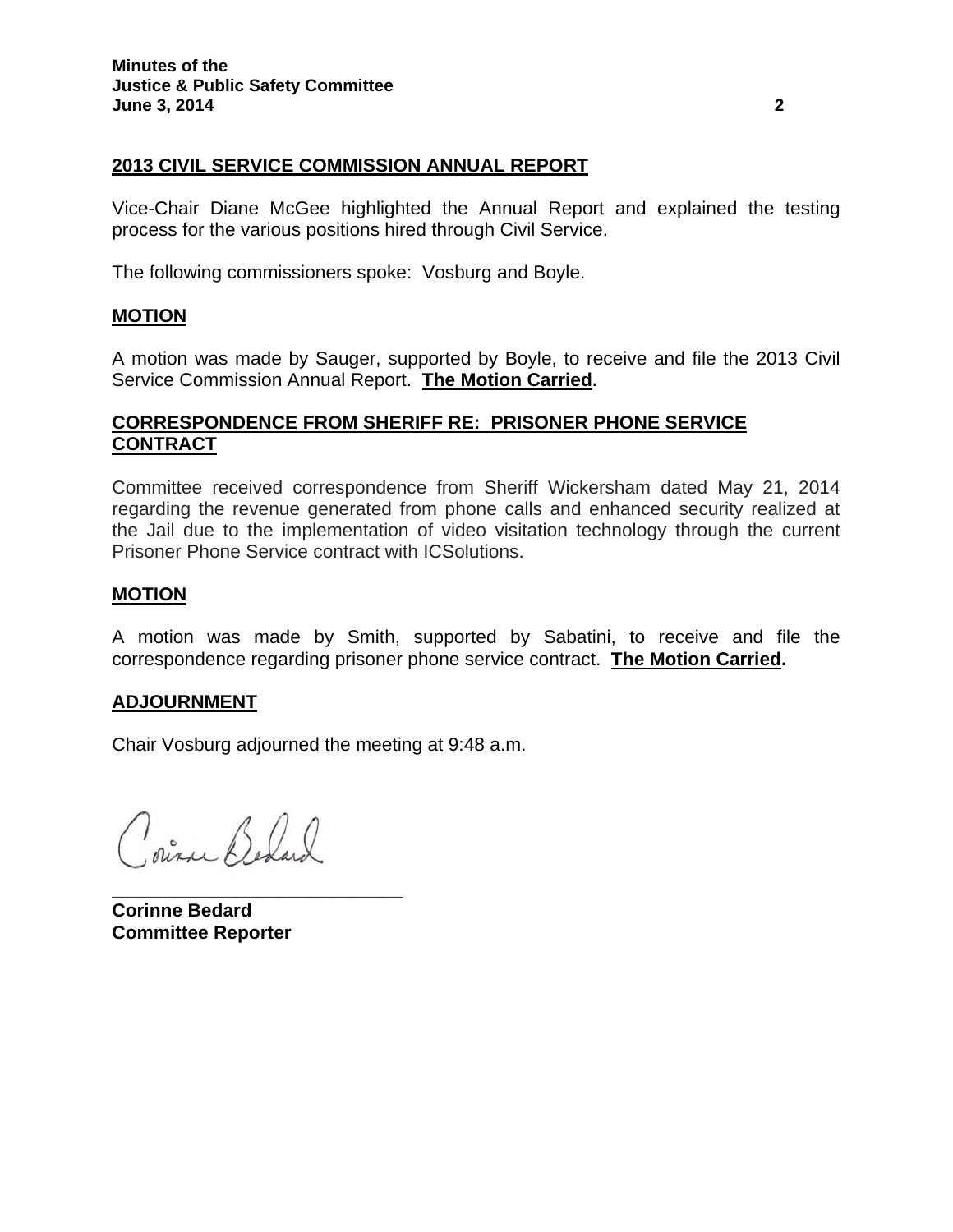## 2013 CIVIL SERVICE COMMISSION ANNUAL REPORT

Vice-Chair Diane McGee highlighted the Annual Report and explained the testing process for the various positions hired through Civil Service.

The following commissioners spoke: Vosburg and Boyle.

## MOTION

A motion was made by Sauger, supported by Boyle, to receive and file the 2013 Civil Service Commission Annual Report. **The Motion Carried.**

## CORRESPONDENCE FROM SHERIFF RE: PRISONER PHONE SERVICE CONTRACT

Committee received correspondence from Sheriff Wickersham dated May 21, 2014 regarding the revenue generated from phone calls and enhanced security realized at the Jail due to the implementation of video visitation technology through the current Prisoner Phone Service contract with ICSolutions.

## MOTION

A motion was made by Smith, supported by Sabatini, to receive and file the correspondence regarding prisoner phone service contract. **The Motion Carried.**

## ADJOURNMENT

Chair Vosburg adjourned the meeting at 9:48 a.m.

_______________________________

**Corinne Bedard**
**Committee Reporter**